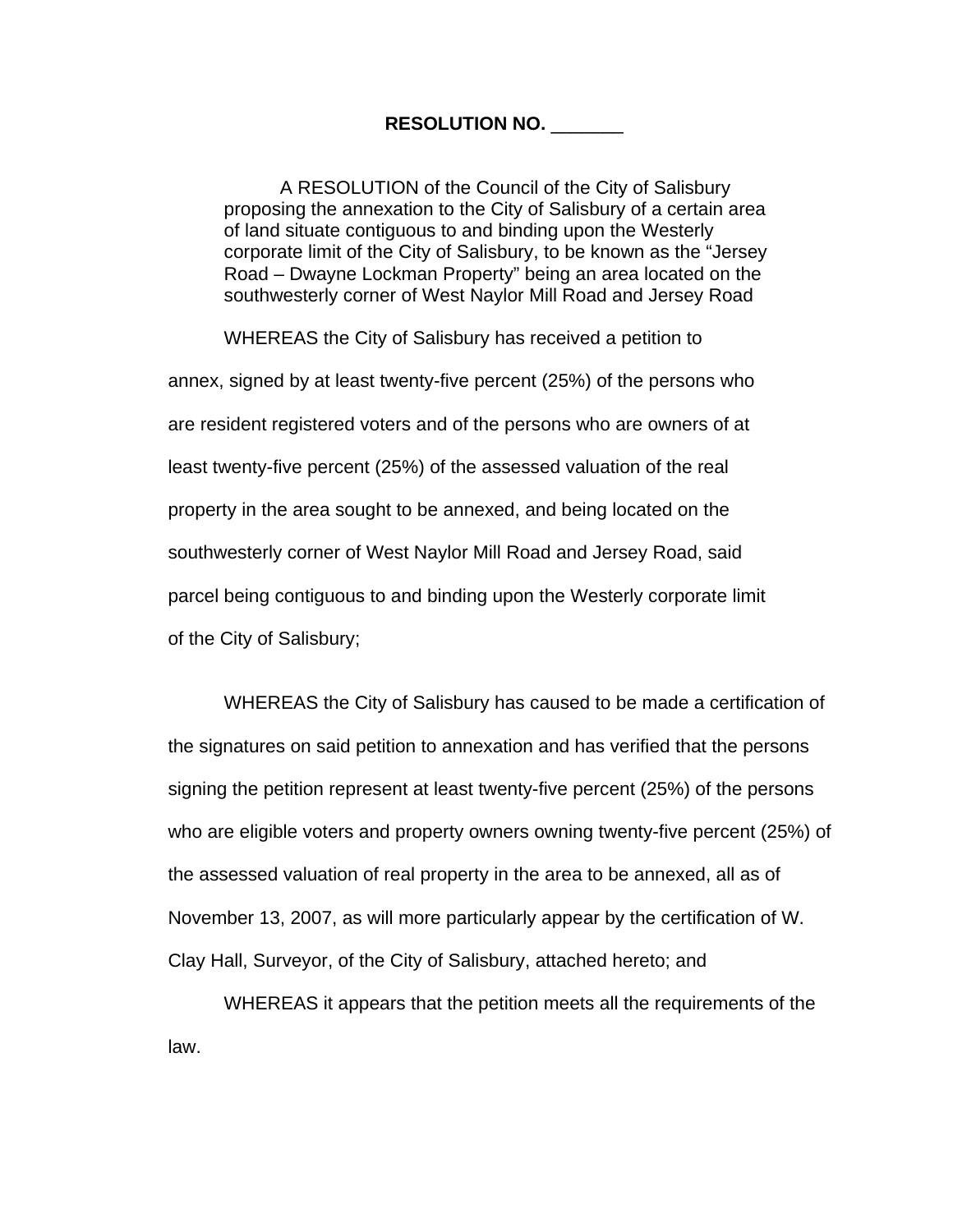# RESOLUTION NO. _______

A RESOLUTION of the Council of the City of Salisbury proposing the annexation to the City of Salisbury of a certain area of land situate contiguous to and binding upon the Westerly corporate limit of the City of Salisbury, to be known as the "Jersey Road – Dwayne Lockman Property" being an area located on the southwesterly corner of West Naylor Mill Road and Jersey Road

WHEREAS the City of Salisbury has received a petition to annex, signed by at least twenty-five percent (25%) of the persons who are resident registered voters and of the persons who are owners of at least twenty-five percent (25%) of the assessed valuation of the real property in the area sought to be annexed, and being located on the southwesterly corner of West Naylor Mill Road and Jersey Road, said parcel being contiguous to and binding upon the Westerly corporate limit of the City of Salisbury;

WHEREAS the City of Salisbury has caused to be made a certification of the signatures on said petition to annexation and has verified that the persons signing the petition represent at least twenty-five percent (25%) of the persons who are eligible voters and property owners owning twenty-five percent (25%) of the assessed valuation of real property in the area to be annexed, all as of November 13, 2007, as will more particularly appear by the certification of W. Clay Hall, Surveyor, of the City of Salisbury, attached hereto; and

WHEREAS it appears that the petition meets all the requirements of the law.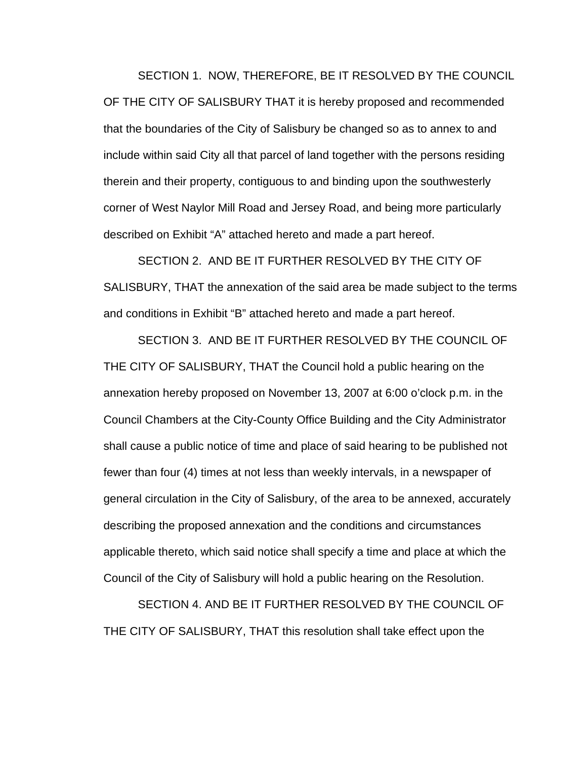SECTION 1. NOW, THEREFORE, BE IT RESOLVED BY THE COUNCIL OF THE CITY OF SALISBURY THAT it is hereby proposed and recommended that the boundaries of the City of Salisbury be changed so as to annex to and include within said City all that parcel of land together with the persons residing therein and their property, contiguous to and binding upon the southwesterly corner of West Naylor Mill Road and Jersey Road, and being more particularly described on Exhibit "A" attached hereto and made a part hereof.

SECTION 2. AND BE IT FURTHER RESOLVED BY THE CITY OF SALISBURY, THAT the annexation of the said area be made subject to the terms and conditions in Exhibit "B" attached hereto and made a part hereof.

SECTION 3. AND BE IT FURTHER RESOLVED BY THE COUNCIL OF THE CITY OF SALISBURY, THAT the Council hold a public hearing on the annexation hereby proposed on November 13, 2007 at 6:00 o'clock p.m. in the Council Chambers at the City-County Office Building and the City Administrator shall cause a public notice of time and place of said hearing to be published not fewer than four (4) times at not less than weekly intervals, in a newspaper of general circulation in the City of Salisbury, of the area to be annexed, accurately describing the proposed annexation and the conditions and circumstances applicable thereto, which said notice shall specify a time and place at which the Council of the City of Salisbury will hold a public hearing on the Resolution.

SECTION 4. AND BE IT FURTHER RESOLVED BY THE COUNCIL OF THE CITY OF SALISBURY, THAT this resolution shall take effect upon the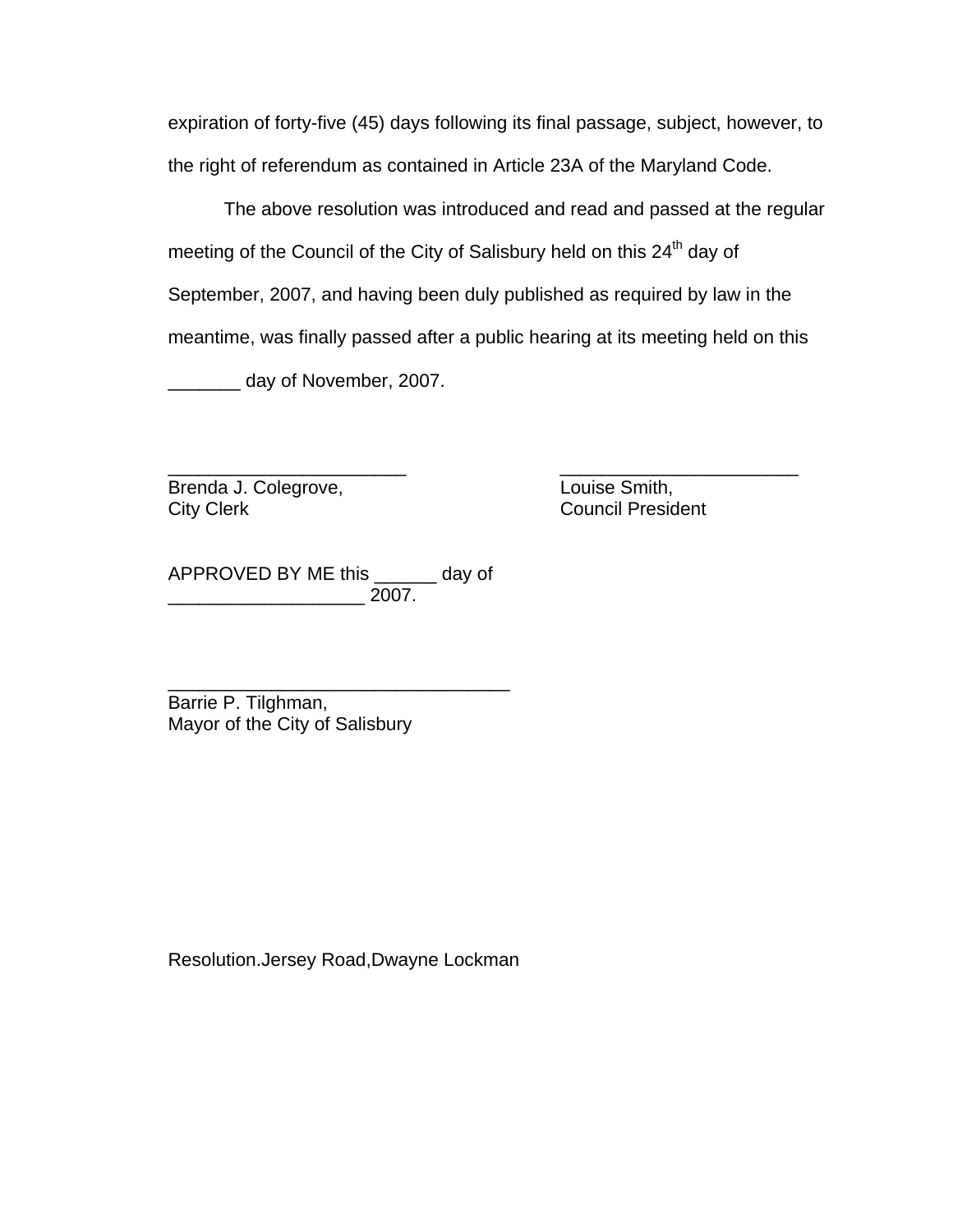expiration of forty-five (45) days following its final passage, subject, however, to the right of referendum as contained in Article 23A of the Maryland Code.

The above resolution was introduced and read and passed at the regular meeting of the Council of the City of Salisbury held on this 24th day of September, 2007, and having been duly published as required by law in the meantime, was finally passed after a public hearing at its meeting held on this _______ day of November, 2007.

_______________________
Brenda J. Colegrove,
City Clerk

_______________________
Louise Smith,
Council President

APPROVED BY ME this ______ day of
___________________ 2007.

_________________________________
Barrie P. Tilghman,
Mayor of the City of Salisbury

Resolution.Jersey Road,Dwayne Lockman